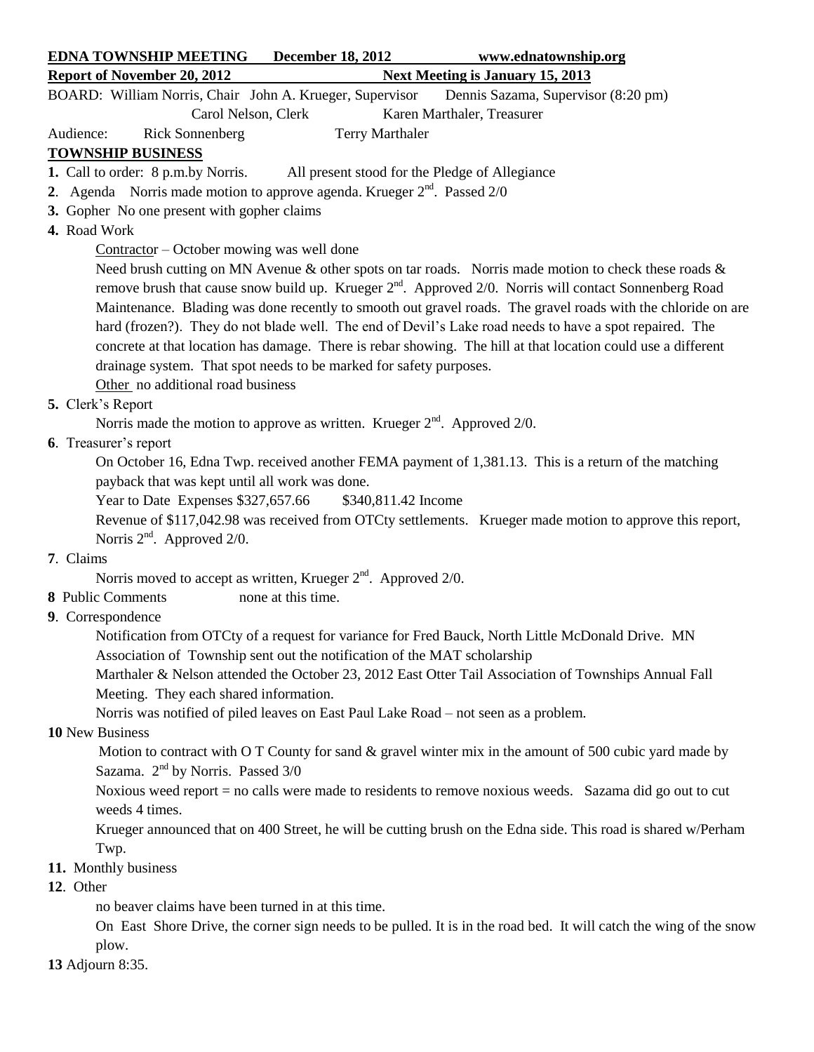**EDNA TOWNSHIP MEETING December 18, 2012 www.ednatownship.org**

**Report of November 20, 2012 Next Meeting is January 15, 2013**

BOARD: William Norris, Chair John A. Krueger, Supervisor Dennis Sazama, Supervisor (8:20 pm)
Carol Nelson, Clerk Karen Marthaler, Treasurer

Audience: Rick Sonnenberg Terry Marthaler

## TOWNSHIP BUSINESS

**1.** Call to order: 8 p.m.by Norris. All present stood for the Pledge of Allegiance

**2**. Agenda Norris made motion to approve agenda. Krueger 2nd. Passed 2/0

**3.** Gopher No one present with gopher claims

**4.** Road Work

Contractor – October mowing was well done

Need brush cutting on MN Avenue & other spots on tar roads. Norris made motion to check these roads & remove brush that cause snow build up. Krueger 2nd. Approved 2/0. Norris will contact Sonnenberg Road Maintenance. Blading was done recently to smooth out gravel roads. The gravel roads with the chloride on are hard (frozen?). They do not blade well. The end of Devil's Lake road needs to have a spot repaired. The concrete at that location has damage. There is rebar showing. The hill at that location could use a different drainage system. That spot needs to be marked for safety purposes.

Other no additional road business

**5.** Clerk's Report

Norris made the motion to approve as written. Krueger 2nd. Approved 2/0.

**6**. Treasurer's report

On October 16, Edna Twp. received another FEMA payment of 1,381.13. This is a return of the matching payback that was kept until all work was done.

Year to Date Expenses $327,657.66 $340,811.42 Income

Revenue of $117,042.98 was received from OTCty settlements. Krueger made motion to approve this report, Norris 2nd. Approved 2/0.

**7**. Claims

Norris moved to accept as written, Krueger 2nd. Approved 2/0.

**8** Public Comments none at this time.

**9**. Correspondence

Notification from OTCty of a request for variance for Fred Bauck, North Little McDonald Drive. MN Association of Township sent out the notification of the MAT scholarship

Marthaler & Nelson attended the October 23, 2012 East Otter Tail Association of Townships Annual Fall Meeting. They each shared information.

Norris was notified of piled leaves on East Paul Lake Road – not seen as a problem.

**10** New Business

Motion to contract with O T County for sand & gravel winter mix in the amount of 500 cubic yard made by Sazama. 2nd by Norris. Passed 3/0

Noxious weed report = no calls were made to residents to remove noxious weeds. Sazama did go out to cut weeds 4 times.

Krueger announced that on 400 Street, he will be cutting brush on the Edna side. This road is shared w/Perham Twp.

**11.** Monthly business

**12**. Other

no beaver claims have been turned in at this time.

On East Shore Drive, the corner sign needs to be pulled. It is in the road bed. It will catch the wing of the snow plow.

**13** Adjourn 8:35.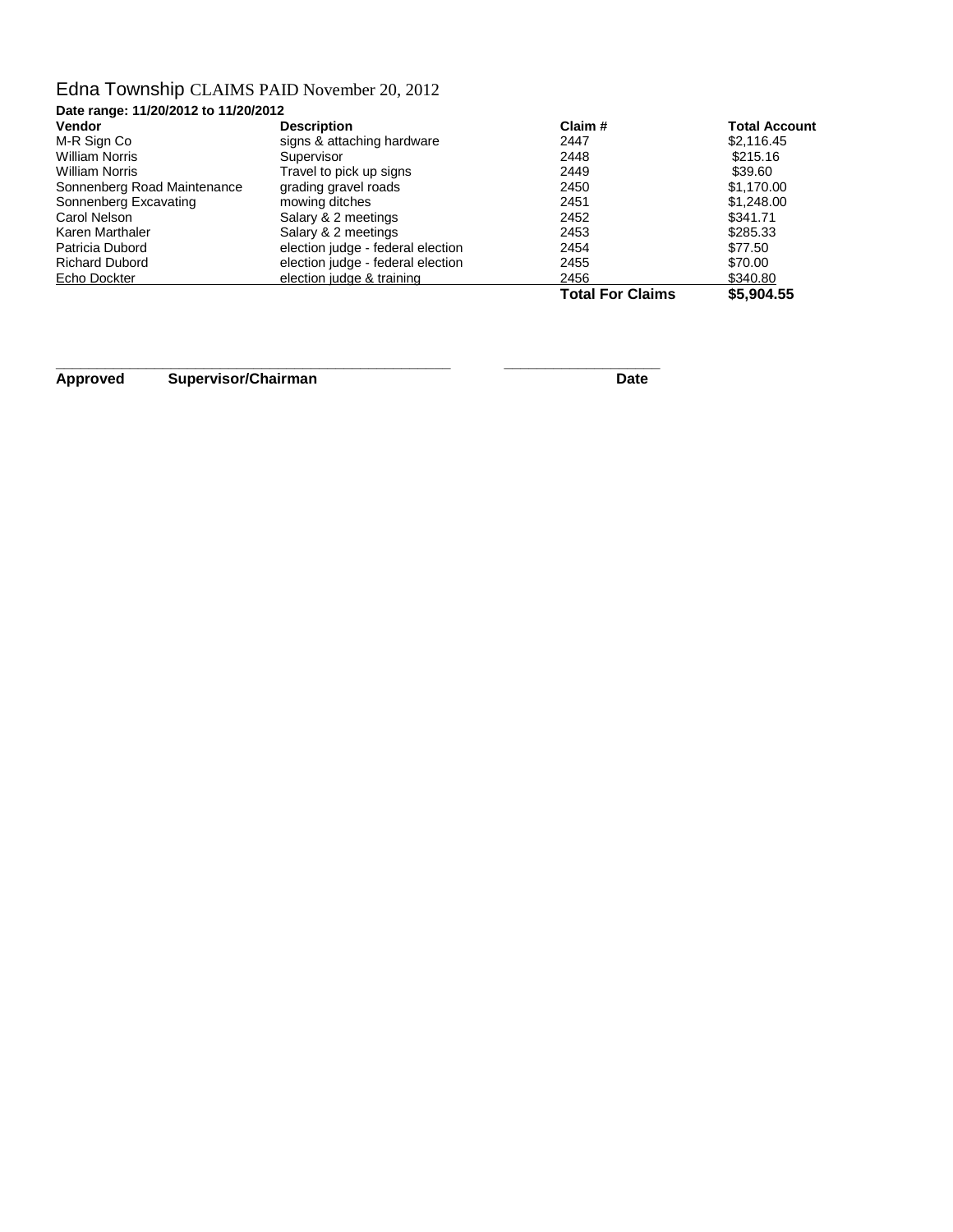# Edna Township CLAIMS PAID November 20, 2012

**Date range: 11/20/2012 to 11/20/2012**

| Vendor | Description | Claim # | Total Account |
|---|---|---|---|
| M-R Sign Co | signs & attaching hardware | 2447 | $2,116.45 |
| William Norris | Supervisor | 2448 | $215.16 |
| William Norris | Travel to pick up signs | 2449 | $39.60 |
| Sonnenberg Road Maintenance | grading gravel roads | 2450 | $1,170.00 |
| Sonnenberg Excavating | mowing ditches | 2451 | $1,248.00 |
| Carol Nelson | Salary & 2 meetings | 2452 | $341.71 |
| Karen Marthaler | Salary & 2 meetings | 2453 | $285.33 |
| Patricia Dubord | election judge - federal election | 2454 | $77.50 |
| Richard Dubord | election judge - federal election | 2455 | $70.00 |
| Echo Dockter | election judge & training | 2456 | $340.80 |
| | | **Total For Claims** | **$5,904.55** |

_______________________________________________ ___________________

**Approved** **Supervisor/Chairman** **Date**